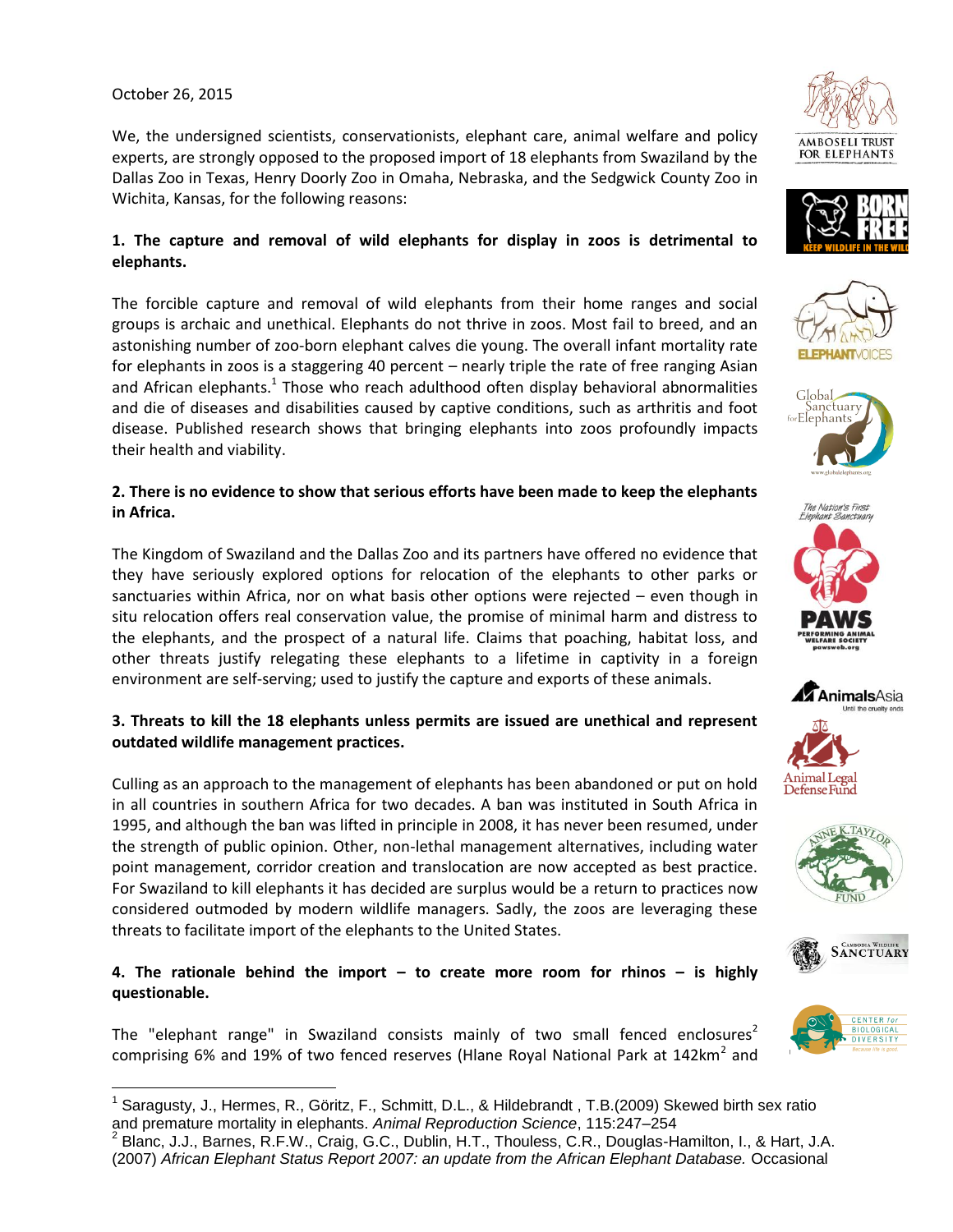October 26, 2015

We, the undersigned scientists, conservationists, elephant care, animal welfare and policy experts, are strongly opposed to the proposed import of 18 elephants from Swaziland by the Dallas Zoo in Texas, Henry Doorly Zoo in Omaha, Nebraska, and the Sedgwick County Zoo in Wichita, Kansas, for the following reasons:

**1. The capture and removal of wild elephants for display in zoos is detrimental to elephants.**

The forcible capture and removal of wild elephants from their home ranges and social groups is archaic and unethical. Elephants do not thrive in zoos. Most fail to breed, and an astonishing number of zoo-born elephant calves die young. The overall infant mortality rate for elephants in zoos is a staggering 40 percent – nearly triple the rate of free ranging Asian and African elephants.[1] Those who reach adulthood often display behavioral abnormalities and die of diseases and disabilities caused by captive conditions, such as arthritis and foot disease. Published research shows that bringing elephants into zoos profoundly impacts their health and viability.

**2. There is no evidence to show that serious efforts have been made to keep the elephants in Africa.**

The Kingdom of Swaziland and the Dallas Zoo and its partners have offered no evidence that they have seriously explored options for relocation of the elephants to other parks or sanctuaries within Africa, nor on what basis other options were rejected – even though in situ relocation offers real conservation value, the promise of minimal harm and distress to the elephants, and the prospect of a natural life. Claims that poaching, habitat loss, and other threats justify relegating these elephants to a lifetime in captivity in a foreign environment are self-serving; used to justify the capture and exports of these animals.

**3. Threats to kill the 18 elephants unless permits are issued are unethical and represent outdated wildlife management practices.**

Culling as an approach to the management of elephants has been abandoned or put on hold in all countries in southern Africa for two decades. A ban was instituted in South Africa in 1995, and although the ban was lifted in principle in 2008, it has never been resumed, under the strength of public opinion. Other, non-lethal management alternatives, including water point management, corridor creation and translocation are now accepted as best practice. For Swaziland to kill elephants it has decided are surplus would be a return to practices now considered outmoded by modern wildlife managers. Sadly, the zoos are leveraging these threats to facilitate import of the elephants to the United States.

**4. The rationale behind the import – to create more room for rhinos – is highly questionable.**

The "elephant range" in Swaziland consists mainly of two small fenced enclosures[2] comprising 6% and 19% of two fenced reserves (Hlane Royal National Park at 142km$^2$ and

---

[1] Saragusty, J., Hermes, R., Göritz, F., Schmitt, D.L., & Hildebrandt , T.B.(2009) Skewed birth sex ratio and premature mortality in elephants. *Animal Reproduction Science*, 115:247–254

[2] Blanc, J.J., Barnes, R.F.W., Craig, G.C., Dublin, H.T., Thouless, C.R., Douglas-Hamilton, I., & Hart, J.A. (2007) *African Elephant Status Report 2007: an update from the African Elephant Database.* Occasional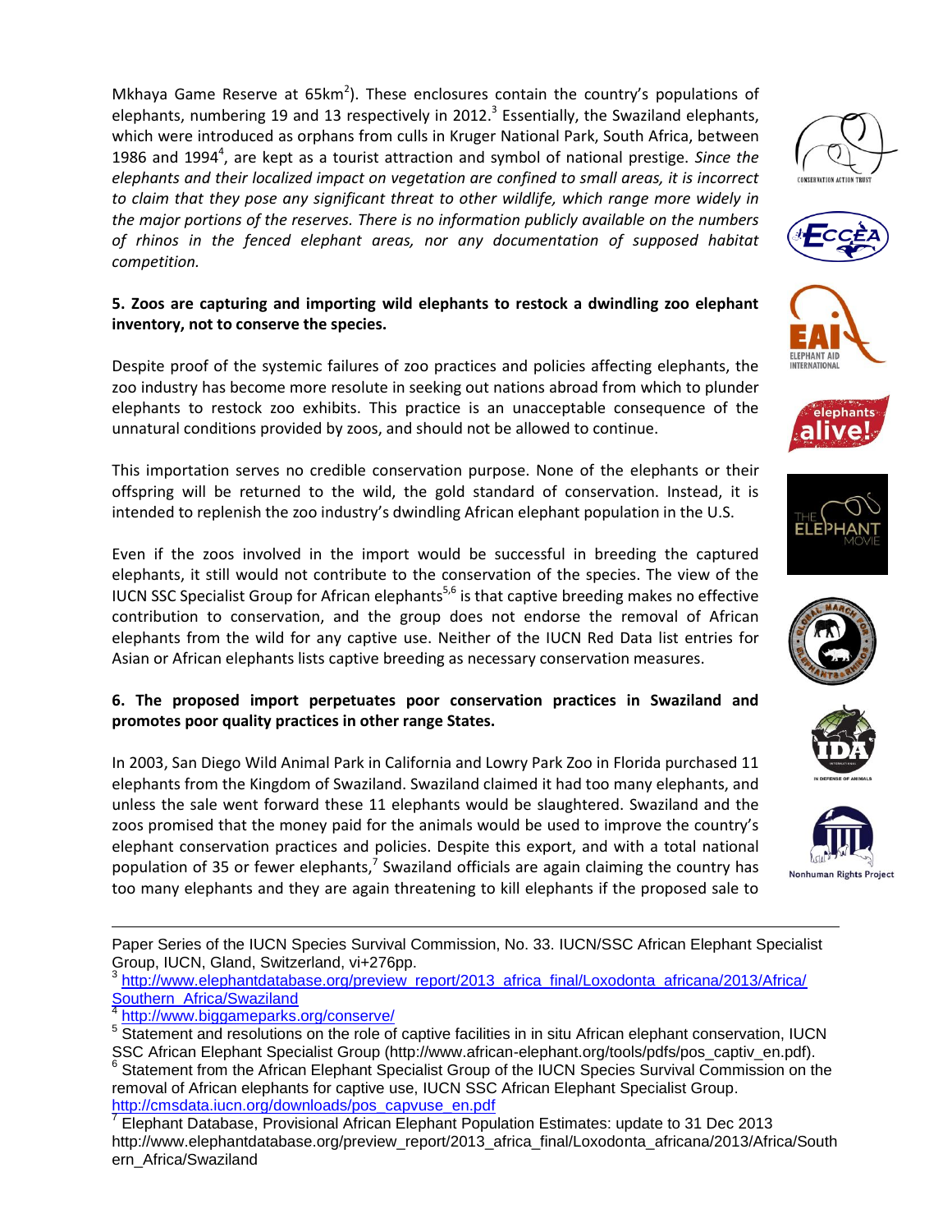Mkhaya Game Reserve at 65km$^2$). These enclosures contain the country's populations of elephants, numbering 19 and 13 respectively in 2012.[3] Essentially, the Swaziland elephants, which were introduced as orphans from culls in Kruger National Park, South Africa, between 1986 and 1994[4], are kept as a tourist attraction and symbol of national prestige. *Since the elephants and their localized impact on vegetation are confined to small areas, it is incorrect to claim that they pose any significant threat to other wildlife, which range more widely in the major portions of the reserves. There is no information publicly available on the numbers of rhinos in the fenced elephant areas, nor any documentation of supposed habitat competition.*

**5. Zoos are capturing and importing wild elephants to restock a dwindling zoo elephant inventory, not to conserve the species.**

Despite proof of the systemic failures of zoo practices and policies affecting elephants, the zoo industry has become more resolute in seeking out nations abroad from which to plunder elephants to restock zoo exhibits. This practice is an unacceptable consequence of the unnatural conditions provided by zoos, and should not be allowed to continue.

This importation serves no credible conservation purpose. None of the elephants or their offspring will be returned to the wild, the gold standard of conservation. Instead, it is intended to replenish the zoo industry's dwindling African elephant population in the U.S.

Even if the zoos involved in the import would be successful in breeding the captured elephants, it still would not contribute to the conservation of the species. The view of the IUCN SSC Specialist Group for African elephants[5,6] is that captive breeding makes no effective contribution to conservation, and the group does not endorse the removal of African elephants from the wild for any captive use. Neither of the IUCN Red Data list entries for Asian or African elephants lists captive breeding as necessary conservation measures.

**6. The proposed import perpetuates poor conservation practices in Swaziland and promotes poor quality practices in other range States.**

In 2003, San Diego Wild Animal Park in California and Lowry Park Zoo in Florida purchased 11 elephants from the Kingdom of Swaziland. Swaziland claimed it had too many elephants, and unless the sale went forward these 11 elephants would be slaughtered. Swaziland and the zoos promised that the money paid for the animals would be used to improve the country's elephant conservation practices and policies. Despite this export, and with a total national population of 35 or fewer elephants,[7] Swaziland officials are again claiming the country has too many elephants and they are again threatening to kill elephants if the proposed sale to

---

Paper Series of the IUCN Species Survival Commission, No. 33. IUCN/SSC African Elephant Specialist Group, IUCN, Gland, Switzerland, vi+276pp.

[3] http://www.elephantdatabase.org/preview_report/2013_africa_final/Loxodonta_africana/2013/Africa/Southern_Africa/Swaziland

[4] http://www.biggameparks.org/conserve/

[5] Statement and resolutions on the role of captive facilities in in situ African elephant conservation, IUCN SSC African Elephant Specialist Group (http://www.african-elephant.org/tools/pdfs/pos_captiv_en.pdf).

[6] Statement from the African Elephant Specialist Group of the IUCN Species Survival Commission on the removal of African elephants for captive use, IUCN SSC African Elephant Specialist Group. http://cmsdata.iucn.org/downloads/pos_capvuse_en.pdf

[7] Elephant Database, Provisional African Elephant Population Estimates: update to 31 Dec 2013 http://www.elephantdatabase.org/preview_report/2013_africa_final/Loxodonta_africana/2013/Africa/Southern_Africa/Swaziland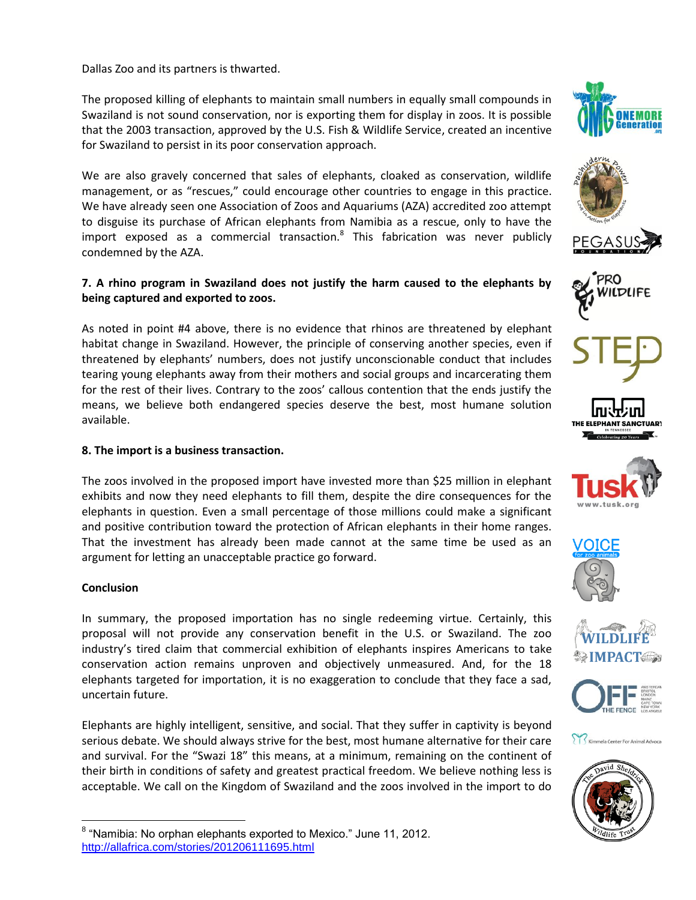Dallas Zoo and its partners is thwarted.

The proposed killing of elephants to maintain small numbers in equally small compounds in Swaziland is not sound conservation, nor is exporting them for display in zoos. It is possible that the 2003 transaction, approved by the U.S. Fish & Wildlife Service, created an incentive for Swaziland to persist in its poor conservation approach.

We are also gravely concerned that sales of elephants, cloaked as conservation, wildlife management, or as "rescues," could encourage other countries to engage in this practice. We have already seen one Association of Zoos and Aquariums (AZA) accredited zoo attempt to disguise its purchase of African elephants from Namibia as a rescue, only to have the import exposed as a commercial transaction.[8] This fabrication was never publicly condemned by the AZA.

**7. A rhino program in Swaziland does not justify the harm caused to the elephants by being captured and exported to zoos.**

As noted in point #4 above, there is no evidence that rhinos are threatened by elephant habitat change in Swaziland. However, the principle of conserving another species, even if threatened by elephants' numbers, does not justify unconscionable conduct that includes tearing young elephants away from their mothers and social groups and incarcerating them for the rest of their lives. Contrary to the zoos' callous contention that the ends justify the means, we believe both endangered species deserve the best, most humane solution available.

**8. The import is a business transaction.**

The zoos involved in the proposed import have invested more than $25 million in elephant exhibits and now they need elephants to fill them, despite the dire consequences for the elephants in question. Even a small percentage of those millions could make a significant and positive contribution toward the protection of African elephants in their home ranges. That the investment has already been made cannot at the same time be used as an argument for letting an unacceptable practice go forward.

**Conclusion**

In summary, the proposed importation has no single redeeming virtue. Certainly, this proposal will not provide any conservation benefit in the U.S. or Swaziland. The zoo industry's tired claim that commercial exhibition of elephants inspires Americans to take conservation action remains unproven and objectively unmeasured. And, for the 18 elephants targeted for importation, it is no exaggeration to conclude that they face a sad, uncertain future.

Elephants are highly intelligent, sensitive, and social. That they suffer in captivity is beyond serious debate. We should always strive for the best, most humane alternative for their care and survival. For the "Swazi 18" this means, at a minimum, remaining on the continent of their birth in conditions of safety and greatest practical freedom. We believe nothing less is acceptable. We call on the Kingdom of Swaziland and the zoos involved in the import to do

[8] "Namibia: No orphan elephants exported to Mexico." June 11, 2012. http://allafrica.com/stories/201206111695.html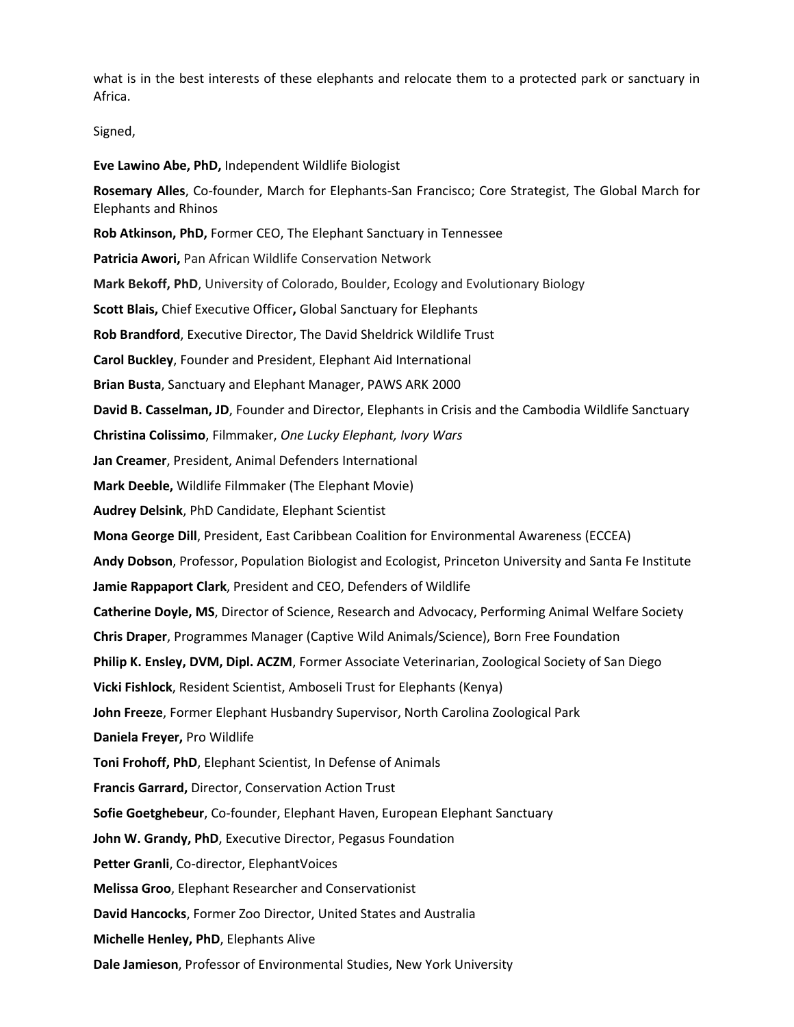what is in the best interests of these elephants and relocate them to a protected park or sanctuary in Africa.

Signed,

**Eve Lawino Abe, PhD,** Independent Wildlife Biologist

**Rosemary Alles**, Co-founder, March for Elephants-San Francisco; Core Strategist, The Global March for Elephants and Rhinos

**Rob Atkinson, PhD,** Former CEO, The Elephant Sanctuary in Tennessee

**Patricia Awori,** Pan African Wildlife Conservation Network

**Mark Bekoff, PhD**, University of Colorado, Boulder, Ecology and Evolutionary Biology

**Scott Blais,** Chief Executive Officer**,** Global Sanctuary for Elephants

**Rob Brandford**, Executive Director, The David Sheldrick Wildlife Trust

**Carol Buckley**, Founder and President, Elephant Aid International

**Brian Busta**, Sanctuary and Elephant Manager, PAWS ARK 2000

**David B. Casselman, JD**, Founder and Director, Elephants in Crisis and the Cambodia Wildlife Sanctuary

**Christina Colissimo**, Filmmaker, *One Lucky Elephant, Ivory Wars*

**Jan Creamer**, President, Animal Defenders International

**Mark Deeble,** Wildlife Filmmaker (The Elephant Movie)

**Audrey Delsink**, PhD Candidate, Elephant Scientist

**Mona George Dill**, President, East Caribbean Coalition for Environmental Awareness (ECCEA)

**Andy Dobson**, Professor, Population Biologist and Ecologist, Princeton University and Santa Fe Institute

**Jamie Rappaport Clark**, President and CEO, Defenders of Wildlife

**Catherine Doyle, MS**, Director of Science, Research and Advocacy, Performing Animal Welfare Society

**Chris Draper**, Programmes Manager (Captive Wild Animals/Science), Born Free Foundation

**Philip K. Ensley, DVM, Dipl. ACZM**, Former Associate Veterinarian, Zoological Society of San Diego

**Vicki Fishlock**, Resident Scientist, Amboseli Trust for Elephants (Kenya)

**John Freeze**, Former Elephant Husbandry Supervisor, North Carolina Zoological Park

**Daniela Freyer,** Pro Wildlife

**Toni Frohoff, PhD**, Elephant Scientist, In Defense of Animals

**Francis Garrard,** Director, Conservation Action Trust

**Sofie Goetghebeur**, Co-founder, Elephant Haven, European Elephant Sanctuary

**John W. Grandy, PhD**, Executive Director, Pegasus Foundation

**Petter Granli**, Co-director, ElephantVoices

**Melissa Groo**, Elephant Researcher and Conservationist

**David Hancocks**, Former Zoo Director, United States and Australia

**Michelle Henley, PhD**, Elephants Alive

**Dale Jamieson**, Professor of Environmental Studies, New York University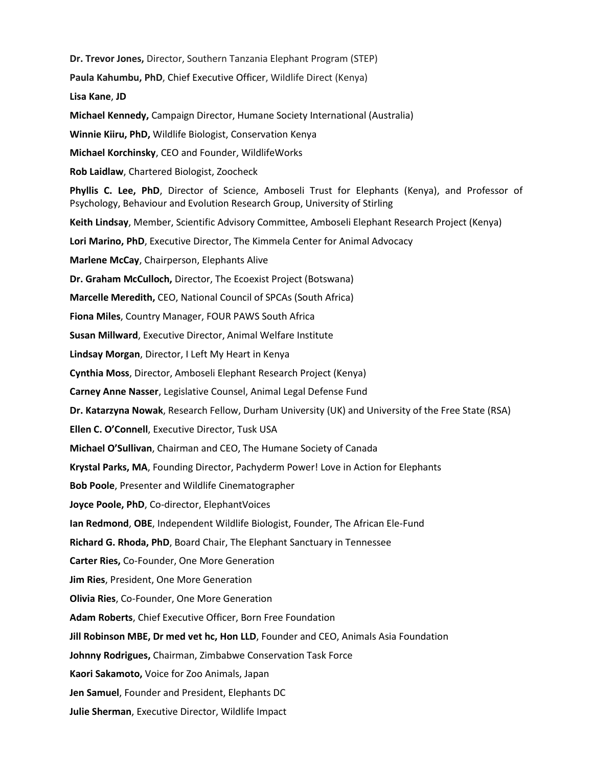**Dr. Trevor Jones,** Director, Southern Tanzania Elephant Program (STEP)

**Paula Kahumbu, PhD**, Chief Executive Officer, Wildlife Direct (Kenya)

**Lisa Kane**, **JD**

**Michael Kennedy,** Campaign Director, Humane Society International (Australia)

**Winnie Kiiru, PhD,** Wildlife Biologist, Conservation Kenya

**Michael Korchinsky**, CEO and Founder, WildlifeWorks

**Rob Laidlaw**, Chartered Biologist, Zoocheck

**Phyllis C. Lee, PhD**, Director of Science, Amboseli Trust for Elephants (Kenya), and Professor of Psychology, Behaviour and Evolution Research Group, University of Stirling

**Keith Lindsay**, Member, Scientific Advisory Committee, Amboseli Elephant Research Project (Kenya)

**Lori Marino, PhD**, Executive Director, The Kimmela Center for Animal Advocacy

**Marlene McCay**, Chairperson, Elephants Alive

**Dr. Graham McCulloch,** Director, The Ecoexist Project (Botswana)

**Marcelle Meredith,** CEO, National Council of SPCAs (South Africa)

**Fiona Miles**, Country Manager, FOUR PAWS South Africa

**Susan Millward**, Executive Director, Animal Welfare Institute

**Lindsay Morgan**, Director, I Left My Heart in Kenya

**Cynthia Moss**, Director, Amboseli Elephant Research Project (Kenya)

**Carney Anne Nasser**, Legislative Counsel, Animal Legal Defense Fund

**Dr. Katarzyna Nowak**, Research Fellow, Durham University (UK) and University of the Free State (RSA)

**Ellen C. O'Connell**, Executive Director, Tusk USA

**Michael O'Sullivan**, Chairman and CEO, The Humane Society of Canada

**Krystal Parks, MA**, Founding Director, Pachyderm Power! Love in Action for Elephants

**Bob Poole**, Presenter and Wildlife Cinematographer

**Joyce Poole, PhD**, Co-director, ElephantVoices

**Ian Redmond**, **OBE**, Independent Wildlife Biologist, Founder, The African Ele-Fund

**Richard G. Rhoda, PhD**, Board Chair, The Elephant Sanctuary in Tennessee

**Carter Ries,** Co-Founder, One More Generation

**Jim Ries**, President, One More Generation

**Olivia Ries**, Co-Founder, One More Generation

**Adam Roberts**, Chief Executive Officer, Born Free Foundation

**Jill Robinson MBE, Dr med vet hc, Hon LLD**, Founder and CEO, Animals Asia Foundation

**Johnny Rodrigues,** Chairman, Zimbabwe Conservation Task Force

**Kaori Sakamoto,** Voice for Zoo Animals, Japan

**Jen Samuel**, Founder and President, Elephants DC

**Julie Sherman**, Executive Director, Wildlife Impact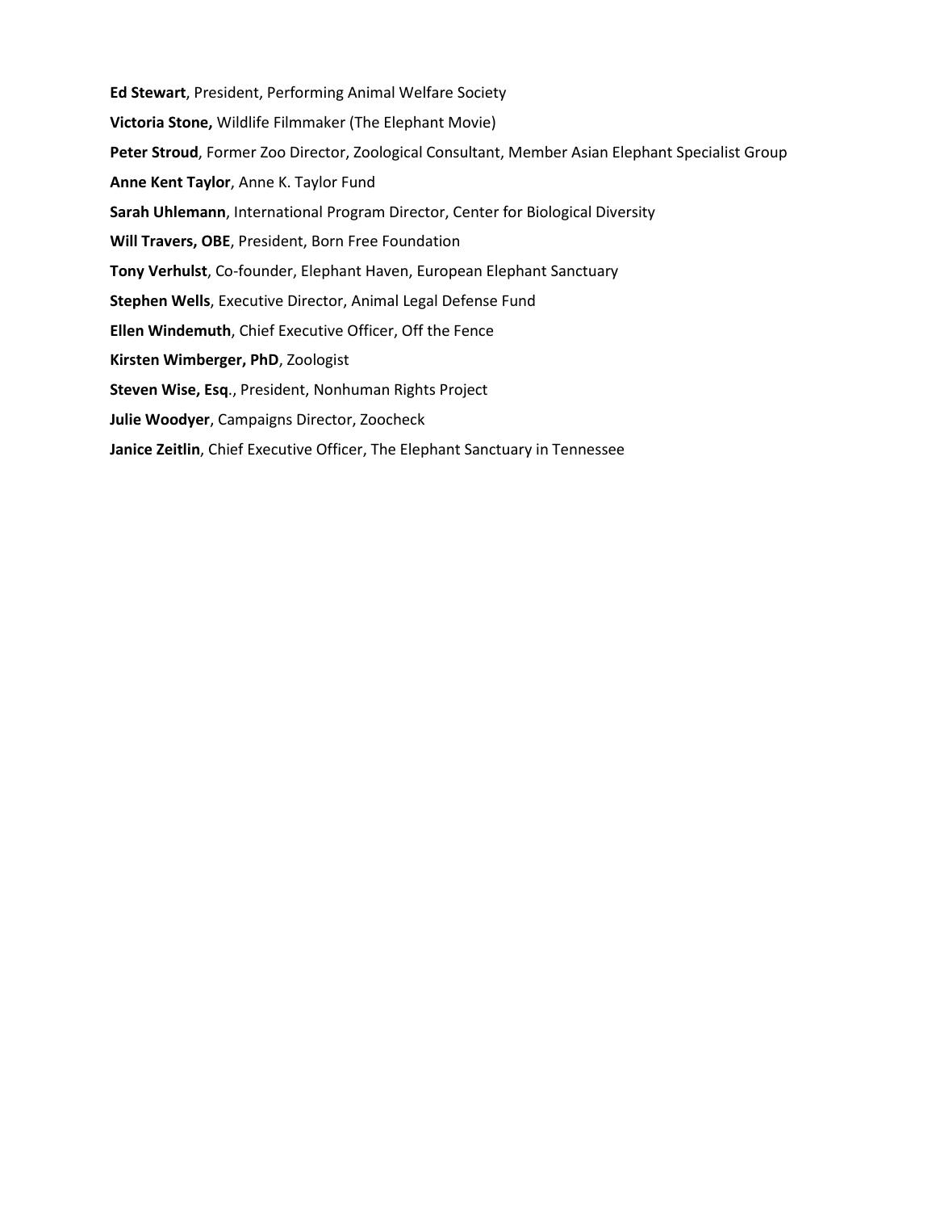**Ed Stewart**, President, Performing Animal Welfare Society

**Victoria Stone,** Wildlife Filmmaker (The Elephant Movie)

**Peter Stroud**, Former Zoo Director, Zoological Consultant, Member Asian Elephant Specialist Group

**Anne Kent Taylor**, Anne K. Taylor Fund

**Sarah Uhlemann**, International Program Director, Center for Biological Diversity

**Will Travers, OBE**, President, Born Free Foundation

**Tony Verhulst**, Co-founder, Elephant Haven, European Elephant Sanctuary

**Stephen Wells**, Executive Director, Animal Legal Defense Fund

**Ellen Windemuth**, Chief Executive Officer, Off the Fence

**Kirsten Wimberger, PhD**, Zoologist

**Steven Wise, Esq**., President, Nonhuman Rights Project

**Julie Woodyer**, Campaigns Director, Zoocheck

**Janice Zeitlin**, Chief Executive Officer, The Elephant Sanctuary in Tennessee